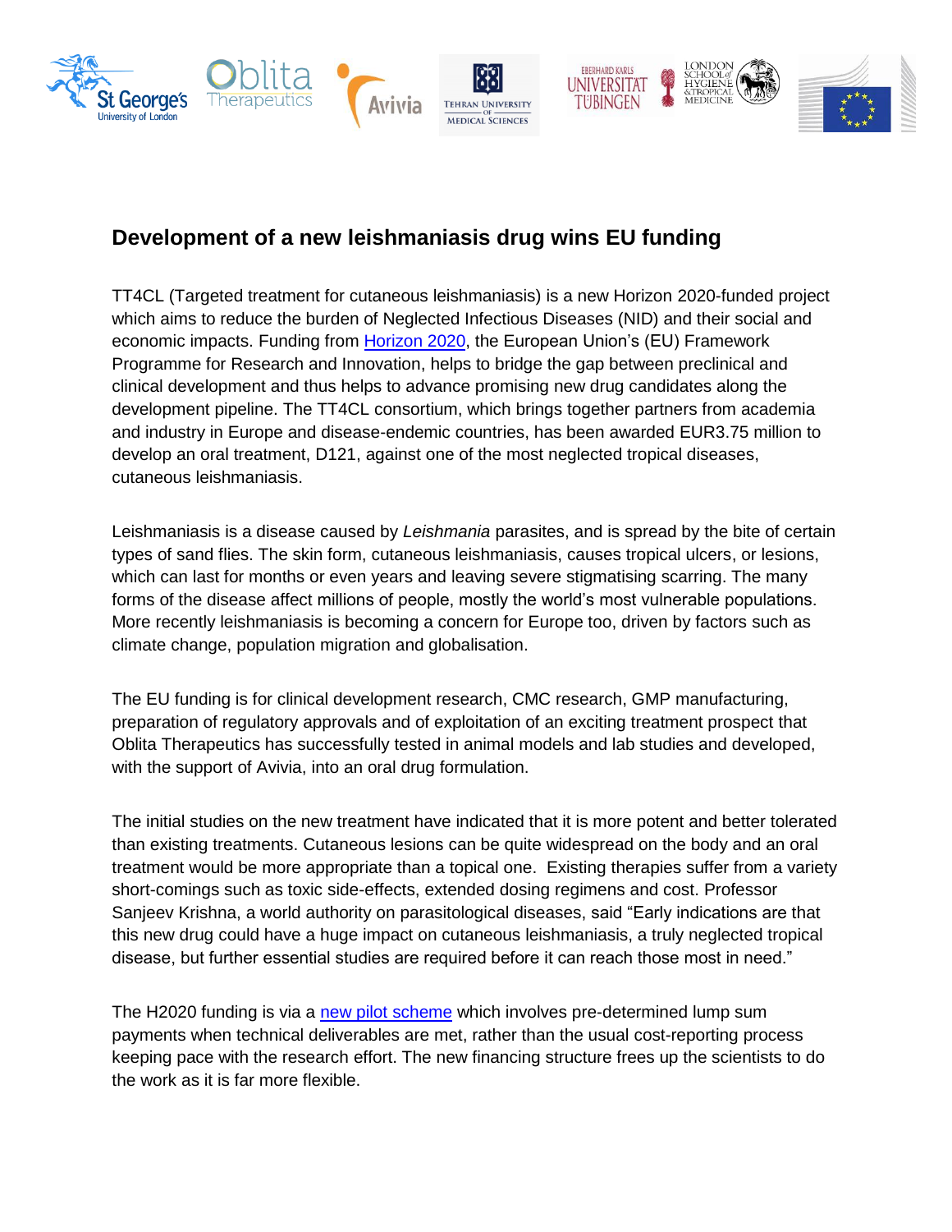## Development of a new leishmaniasis drug wins EU funding

TT4CL (Targeted treatment for cutaneous leishmaniasis) is a new Horizon 2020-funded project which aims to reduce the burden of Neglected Infectious Diseases (NID) and their social and economic impacts. Funding from Horizon 2020, the European Union's (EU) Framework Programme for Research and Innovation, helps to bridge the gap between preclinical and clinical development and thus helps to advance promising new drug candidates along the development pipeline. The TT4CL consortium, which brings together partners from academia and industry in Europe and disease-endemic countries, has been awarded EUR3.75 million to develop an oral treatment, D121, against one of the most neglected tropical diseases, cutaneous leishmaniasis.

Leishmaniasis is a disease caused by *Leishmania* parasites, and is spread by the bite of certain types of sand flies. The skin form, cutaneous leishmaniasis, causes tropical ulcers, or lesions, which can last for months or even years and leaving severe stigmatising scarring. The many forms of the disease affect millions of people, mostly the world's most vulnerable populations. More recently leishmaniasis is becoming a concern for Europe too, driven by factors such as climate change, population migration and globalisation.

The EU funding is for clinical development research, CMC research, GMP manufacturing, preparation of regulatory approvals and of exploitation of an exciting treatment prospect that Oblita Therapeutics has successfully tested in animal models and lab studies and developed, with the support of Avivia, into an oral drug formulation.

The initial studies on the new treatment have indicated that it is more potent and better tolerated than existing treatments. Cutaneous lesions can be quite widespread on the body and an oral treatment would be more appropriate than a topical one. Existing therapies suffer from a variety short-comings such as toxic side-effects, extended dosing regimens and cost. Professor Sanjeev Krishna, a world authority on parasitological diseases, said "Early indications are that this new drug could have a huge impact on cutaneous leishmaniasis, a truly neglected tropical disease, but further essential studies are required before it can reach those most in need."

The H2020 funding is via a new pilot scheme which involves pre-determined lump sum payments when technical deliverables are met, rather than the usual cost-reporting process keeping pace with the research effort. The new financing structure frees up the scientists to do the work as it is far more flexible.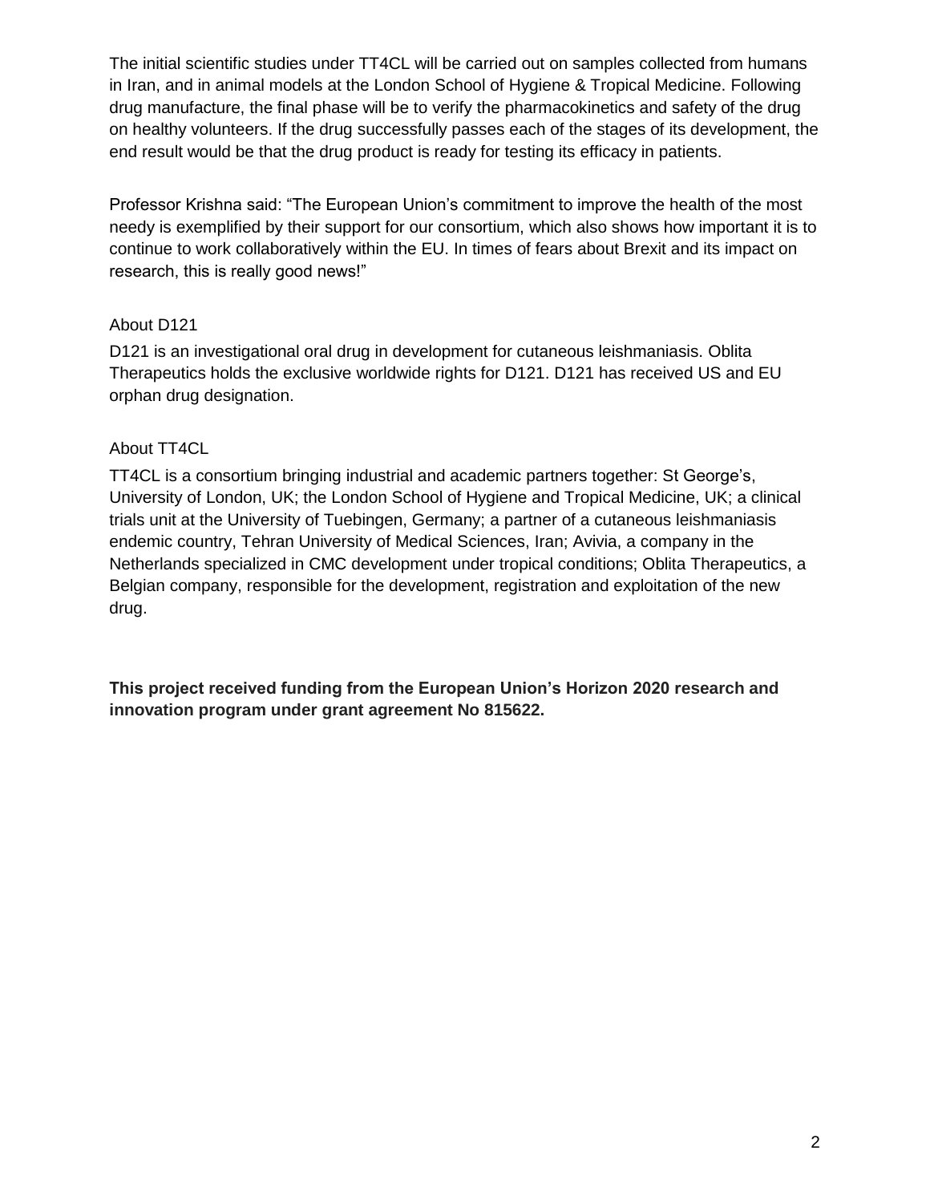The initial scientific studies under TT4CL will be carried out on samples collected from humans in Iran, and in animal models at the London School of Hygiene & Tropical Medicine. Following drug manufacture, the final phase will be to verify the pharmacokinetics and safety of the drug on healthy volunteers. If the drug successfully passes each of the stages of its development, the end result would be that the drug product is ready for testing its efficacy in patients.

Professor Krishna said: "The European Union's commitment to improve the health of the most needy is exemplified by their support for our consortium, which also shows how important it is to continue to work collaboratively within the EU. In times of fears about Brexit and its impact on research, this is really good news!"

## About D121

D121 is an investigational oral drug in development for cutaneous leishmaniasis. Oblita Therapeutics holds the exclusive worldwide rights for D121. D121 has received US and EU orphan drug designation.

## About TT4CL

TT4CL is a consortium bringing industrial and academic partners together: St George's, University of London, UK; the London School of Hygiene and Tropical Medicine, UK; a clinical trials unit at the University of Tuebingen, Germany; a partner of a cutaneous leishmaniasis endemic country, Tehran University of Medical Sciences, Iran; Avivia, a company in the Netherlands specialized in CMC development under tropical conditions; Oblita Therapeutics, a Belgian company, responsible for the development, registration and exploitation of the new drug.

**This project received funding from the European Union's Horizon 2020 research and innovation program under grant agreement No 815622.**